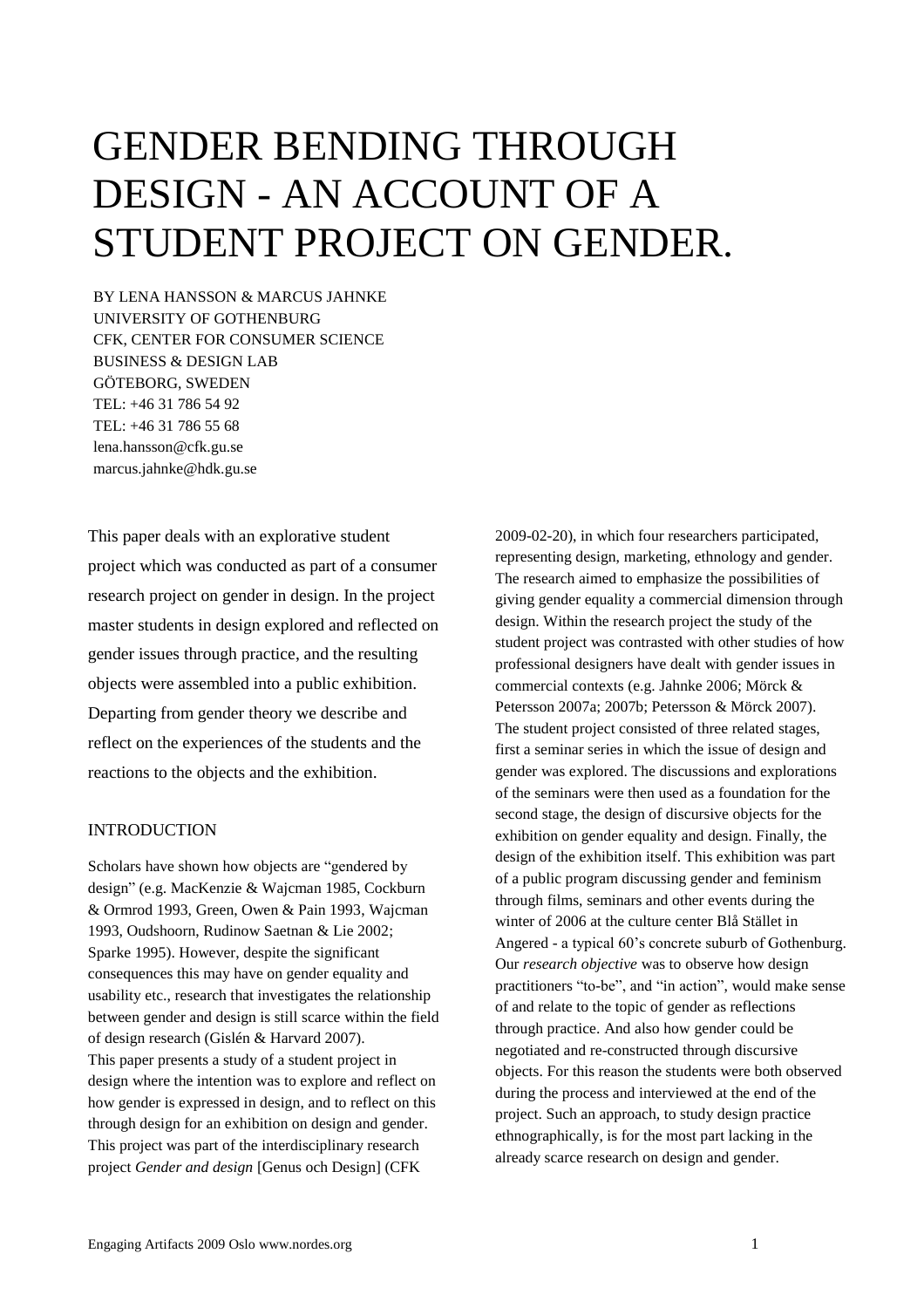# GENDER BENDING THROUGH DESIGN - AN ACCOUNT OF A STUDENT PROJECT ON GENDER.

BY LENA HANSSON & MARCUS JAHNKE
UNIVERSITY OF GOTHENBURG
CFK, CENTER FOR CONSUMER SCIENCE
BUSINESS & DESIGN LAB
GÖTEBORG, SWEDEN
TEL: +46 31 786 54 92
TEL: +46 31 786 55 68
lena.hansson@cfk.gu.se
marcus.jahnke@hdk.gu.se

This paper deals with an explorative student project which was conducted as part of a consumer research project on gender in design. In the project master students in design explored and reflected on gender issues through practice, and the resulting objects were assembled into a public exhibition. Departing from gender theory we describe and reflect on the experiences of the students and the reactions to the objects and the exhibition.

## INTRODUCTION

Scholars have shown how objects are "gendered by design" (e.g. MacKenzie & Wajcman 1985, Cockburn & Ormrod 1993, Green, Owen & Pain 1993, Wajcman 1993, Oudshoorn, Rudinow Saetnan & Lie 2002; Sparke 1995). However, despite the significant consequences this may have on gender equality and usability etc., research that investigates the relationship between gender and design is still scarce within the field of design research (Gislén & Harvard 2007).

This paper presents a study of a student project in design where the intention was to explore and reflect on how gender is expressed in design, and to reflect on this through design for an exhibition on design and gender. This project was part of the interdisciplinary research project *Gender and design* [Genus och Design] (CFK 2009-02-20), in which four researchers participated, representing design, marketing, ethnology and gender. The research aimed to emphasize the possibilities of giving gender equality a commercial dimension through design. Within the research project the study of the student project was contrasted with other studies of how professional designers have dealt with gender issues in commercial contexts (e.g. Jahnke 2006; Mörck & Petersson 2007a; 2007b; Petersson & Mörck 2007).

The student project consisted of three related stages, first a seminar series in which the issue of design and gender was explored. The discussions and explorations of the seminars were then used as a foundation for the second stage, the design of discursive objects for the exhibition on gender equality and design. Finally, the design of the exhibition itself. This exhibition was part of a public program discussing gender and feminism through films, seminars and other events during the winter of 2006 at the culture center Blå Stället in Angered - a typical 60's concrete suburb of Gothenburg.

Our *research objective* was to observe how design practitioners "to-be", and "in action", would make sense of and relate to the topic of gender as reflections through practice. And also how gender could be negotiated and re-constructed through discursive objects. For this reason the students were both observed during the process and interviewed at the end of the project. Such an approach, to study design practice ethnographically, is for the most part lacking in the already scarce research on design and gender.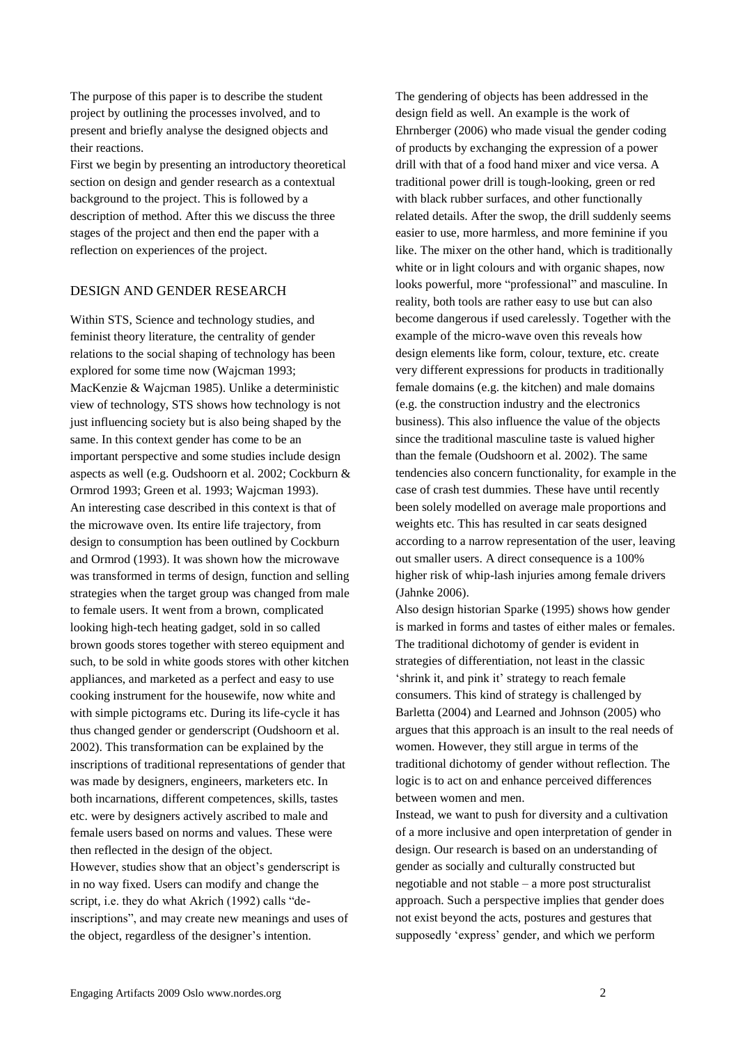The purpose of this paper is to describe the student project by outlining the processes involved, and to present and briefly analyse the designed objects and their reactions.

First we begin by presenting an introductory theoretical section on design and gender research as a contextual background to the project. This is followed by a description of method. After this we discuss the three stages of the project and then end the paper with a reflection on experiences of the project.

## DESIGN AND GENDER RESEARCH

Within STS, Science and technology studies, and feminist theory literature, the centrality of gender relations to the social shaping of technology has been explored for some time now (Wajcman 1993; MacKenzie & Wajcman 1985). Unlike a deterministic view of technology, STS shows how technology is not just influencing society but is also being shaped by the same. In this context gender has come to be an important perspective and some studies include design aspects as well (e.g. Oudshoorn et al. 2002; Cockburn & Ormrod 1993; Green et al. 1993; Wajcman 1993). An interesting case described in this context is that of the microwave oven. Its entire life trajectory, from design to consumption has been outlined by Cockburn and Ormrod (1993). It was shown how the microwave was transformed in terms of design, function and selling strategies when the target group was changed from male to female users. It went from a brown, complicated looking high-tech heating gadget, sold in so called brown goods stores together with stereo equipment and such, to be sold in white goods stores with other kitchen appliances, and marketed as a perfect and easy to use cooking instrument for the housewife, now white and with simple pictograms etc. During its life-cycle it has thus changed gender or genderscript (Oudshoorn et al. 2002). This transformation can be explained by the inscriptions of traditional representations of gender that was made by designers, engineers, marketers etc. In both incarnations, different competences, skills, tastes etc. were by designers actively ascribed to male and female users based on norms and values. These were then reflected in the design of the object.

However, studies show that an object's genderscript is in no way fixed. Users can modify and change the script, i.e. they do what Akrich (1992) calls "de-inscriptions", and may create new meanings and uses of the object, regardless of the designer's intention.

The gendering of objects has been addressed in the design field as well. An example is the work of Ehrnberger (2006) who made visual the gender coding of products by exchanging the expression of a power drill with that of a food hand mixer and vice versa. A traditional power drill is tough-looking, green or red with black rubber surfaces, and other functionally related details. After the swop, the drill suddenly seems easier to use, more harmless, and more feminine if you like. The mixer on the other hand, which is traditionally white or in light colours and with organic shapes, now looks powerful, more "professional" and masculine. In reality, both tools are rather easy to use but can also become dangerous if used carelessly. Together with the example of the micro-wave oven this reveals how design elements like form, colour, texture, etc. create very different expressions for products in traditionally female domains (e.g. the kitchen) and male domains (e.g. the construction industry and the electronics business). This also influence the value of the objects since the traditional masculine taste is valued higher than the female (Oudshoorn et al. 2002). The same tendencies also concern functionality, for example in the case of crash test dummies. These have until recently been solely modelled on average male proportions and weights etc. This has resulted in car seats designed according to a narrow representation of the user, leaving out smaller users. A direct consequence is a 100% higher risk of whip-lash injuries among female drivers (Jahnke 2006).

Also design historian Sparke (1995) shows how gender is marked in forms and tastes of either males or females. The traditional dichotomy of gender is evident in strategies of differentiation, not least in the classic 'shrink it, and pink it' strategy to reach female consumers. This kind of strategy is challenged by Barletta (2004) and Learned and Johnson (2005) who argues that this approach is an insult to the real needs of women. However, they still argue in terms of the traditional dichotomy of gender without reflection. The logic is to act on and enhance perceived differences between women and men.

Instead, we want to push for diversity and a cultivation of a more inclusive and open interpretation of gender in design. Our research is based on an understanding of gender as socially and culturally constructed but negotiable and not stable – a more post structuralist approach. Such a perspective implies that gender does not exist beyond the acts, postures and gestures that supposedly 'express' gender, and which we perform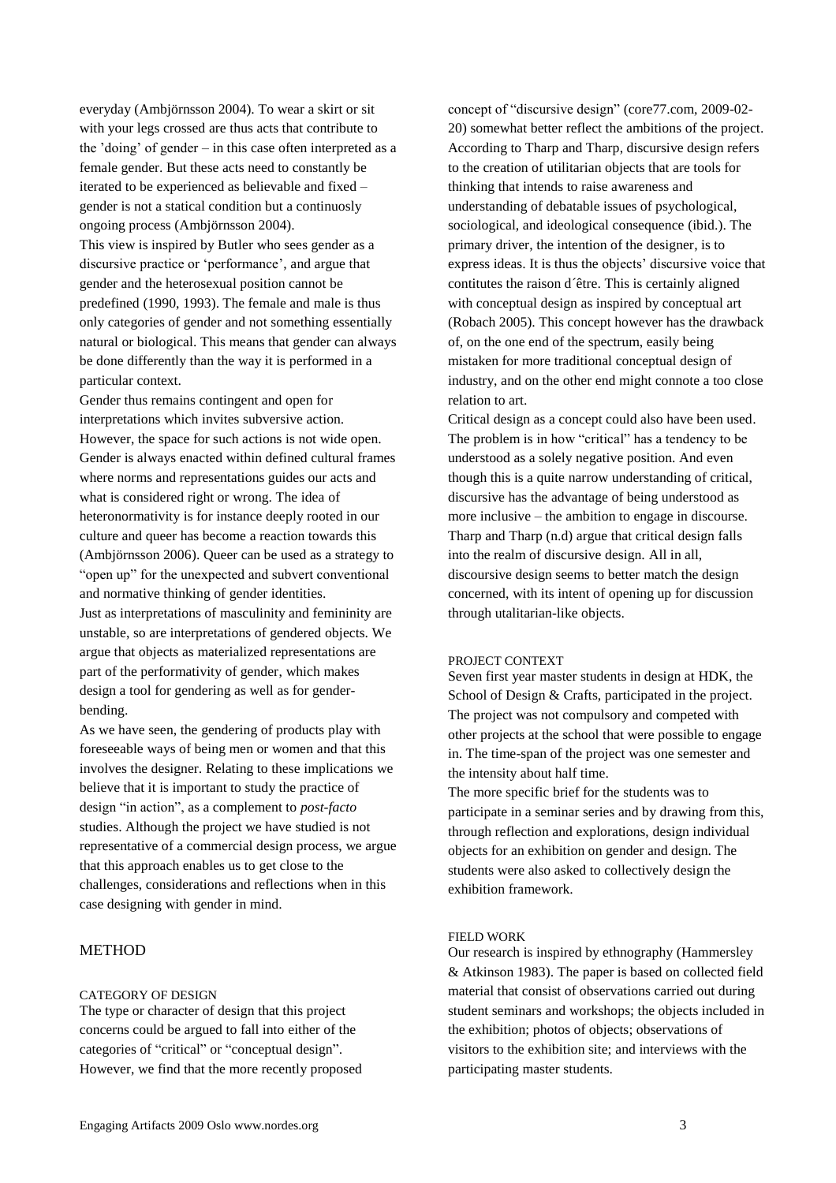everyday (Ambjörnsson 2004). To wear a skirt or sit with your legs crossed are thus acts that contribute to the 'doing' of gender – in this case often interpreted as a female gender. But these acts need to constantly be iterated to be experienced as believable and fixed – gender is not a statical condition but a continuosly ongoing process (Ambjörnsson 2004).

This view is inspired by Butler who sees gender as a discursive practice or 'performance', and argue that gender and the heterosexual position cannot be predefined (1990, 1993). The female and male is thus only categories of gender and not something essentially natural or biological. This means that gender can always be done differently than the way it is performed in a particular context.

Gender thus remains contingent and open for interpretations which invites subversive action. However, the space for such actions is not wide open. Gender is always enacted within defined cultural frames where norms and representations guides our acts and what is considered right or wrong. The idea of heteronormativity is for instance deeply rooted in our culture and queer has become a reaction towards this (Ambjörnsson 2006). Queer can be used as a strategy to "open up" for the unexpected and subvert conventional and normative thinking of gender identities.

Just as interpretations of masculinity and femininity are unstable, so are interpretations of gendered objects. We argue that objects as materialized representations are part of the performativity of gender, which makes design a tool for gendering as well as for gender-bending.

As we have seen, the gendering of products play with foreseeable ways of being men or women and that this involves the designer. Relating to these implications we believe that it is important to study the practice of design "in action", as a complement to *post-facto* studies. Although the project we have studied is not representative of a commercial design process, we argue that this approach enables us to get close to the challenges, considerations and reflections when in this case designing with gender in mind.

# METHOD

## CATEGORY OF DESIGN

The type or character of design that this project concerns could be argued to fall into either of the categories of "critical" or "conceptual design". However, we find that the more recently proposed concept of "discursive design" (core77.com, 2009-02-20) somewhat better reflect the ambitions of the project. According to Tharp and Tharp, discursive design refers to the creation of utilitarian objects that are tools for thinking that intends to raise awareness and understanding of debatable issues of psychological, sociological, and ideological consequence (ibid.). The primary driver, the intention of the designer, is to express ideas. It is thus the objects' discursive voice that contitutes the raison d´être. This is certainly aligned with conceptual design as inspired by conceptual art (Robach 2005). This concept however has the drawback of, on the one end of the spectrum, easily being mistaken for more traditional conceptual design of industry, and on the other end might connote a too close relation to art.

Critical design as a concept could also have been used. The problem is in how "critical" has a tendency to be understood as a solely negative position. And even though this is a quite narrow understanding of critical, discursive has the advantage of being understood as more inclusive – the ambition to engage in discourse. Tharp and Tharp (n.d) argue that critical design falls into the realm of discursive design. All in all, discoursive design seems to better match the design concerned, with its intent of opening up for discussion through utalitarian-like objects.

## PROJECT CONTEXT

Seven first year master students in design at HDK, the School of Design & Crafts, participated in the project. The project was not compulsory and competed with other projects at the school that were possible to engage in. The time-span of the project was one semester and the intensity about half time.

The more specific brief for the students was to participate in a seminar series and by drawing from this, through reflection and explorations, design individual objects for an exhibition on gender and design. The students were also asked to collectively design the exhibition framework.

## FIELD WORK

Our research is inspired by ethnography (Hammersley & Atkinson 1983). The paper is based on collected field material that consist of observations carried out during student seminars and workshops; the objects included in the exhibition; photos of objects; observations of visitors to the exhibition site; and interviews with the participating master students.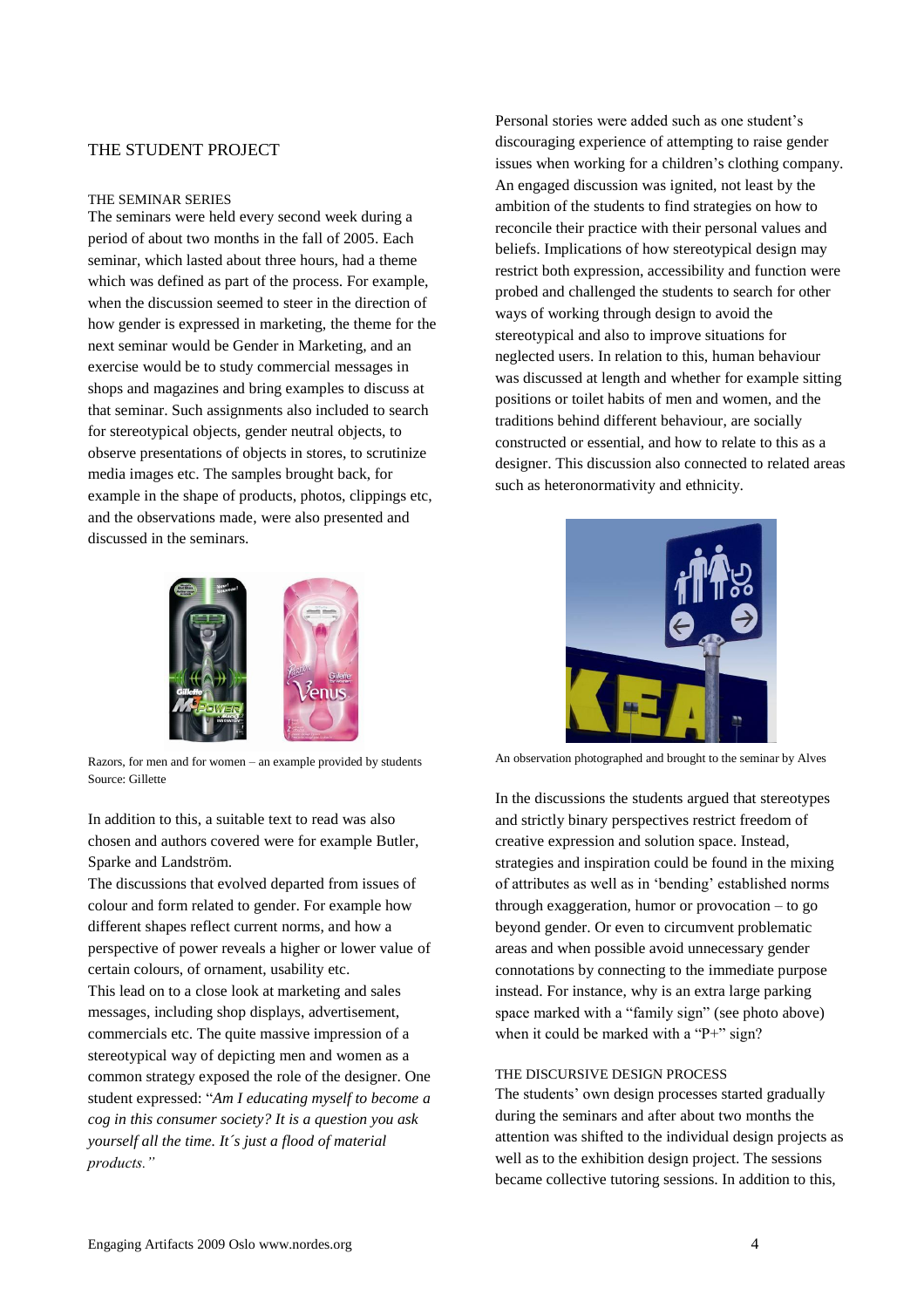## THE STUDENT PROJECT

### THE SEMINAR SERIES

The seminars were held every second week during a period of about two months in the fall of 2005. Each seminar, which lasted about three hours, had a theme which was defined as part of the process. For example, when the discussion seemed to steer in the direction of how gender is expressed in marketing, the theme for the next seminar would be Gender in Marketing, and an exercise would be to study commercial messages in shops and magazines and bring examples to discuss at that seminar. Such assignments also included to search for stereotypical objects, gender neutral objects, to observe presentations of objects in stores, to scrutinize media images etc. The samples brought back, for example in the shape of products, photos, clippings etc, and the observations made, were also presented and discussed in the seminars.

Razors, for men and for women – an example provided by students
Source: Gillette

In addition to this, a suitable text to read was also chosen and authors covered were for example Butler, Sparke and Landström.

The discussions that evolved departed from issues of colour and form related to gender. For example how different shapes reflect current norms, and how a perspective of power reveals a higher or lower value of certain colours, of ornament, usability etc.

This lead on to a close look at marketing and sales messages, including shop displays, advertisement, commercials etc. The quite massive impression of a stereotypical way of depicting men and women as a common strategy exposed the role of the designer. One student expressed: "*Am I educating myself to become a cog in this consumer society? It is a question you ask yourself all the time. It´s just a flood of material products."*

Personal stories were added such as one student's discouraging experience of attempting to raise gender issues when working for a children's clothing company. An engaged discussion was ignited, not least by the ambition of the students to find strategies on how to reconcile their practice with their personal values and beliefs. Implications of how stereotypical design may restrict both expression, accessibility and function were probed and challenged the students to search for other ways of working through design to avoid the stereotypical and also to improve situations for neglected users. In relation to this, human behaviour was discussed at length and whether for example sitting positions or toilet habits of men and women, and the traditions behind different behaviour, are socially constructed or essential, and how to relate to this as a designer. This discussion also connected to related areas such as heteronormativity and ethnicity.

An observation photographed and brought to the seminar by Alves

In the discussions the students argued that stereotypes and strictly binary perspectives restrict freedom of creative expression and solution space. Instead, strategies and inspiration could be found in the mixing of attributes as well as in 'bending' established norms through exaggeration, humor or provocation – to go beyond gender. Or even to circumvent problematic areas and when possible avoid unnecessary gender connotations by connecting to the immediate purpose instead. For instance, why is an extra large parking space marked with a "family sign" (see photo above) when it could be marked with a "P+" sign?

### THE DISCURSIVE DESIGN PROCESS

The students' own design processes started gradually during the seminars and after about two months the attention was shifted to the individual design projects as well as to the exhibition design project. The sessions became collective tutoring sessions. In addition to this,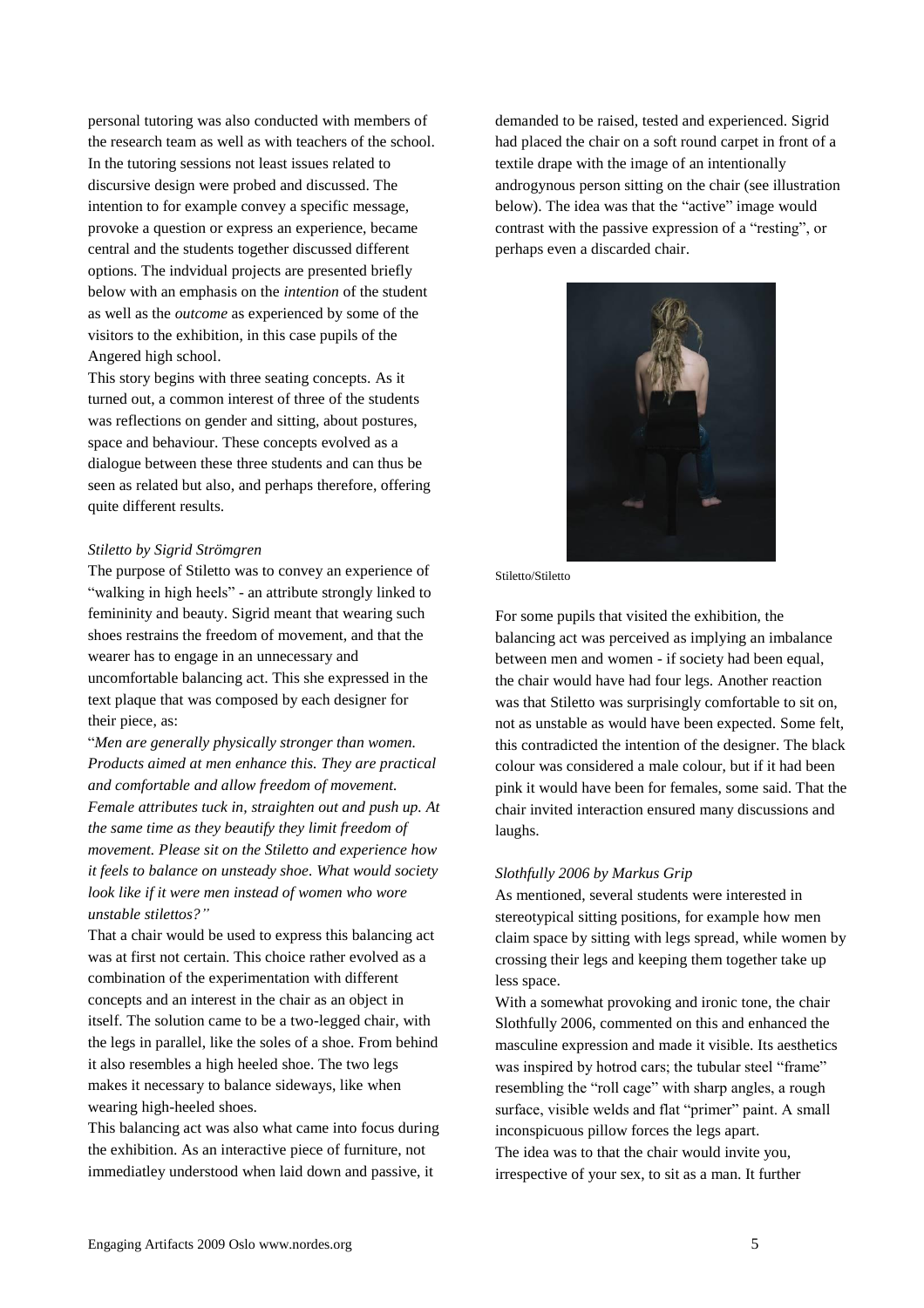personal tutoring was also conducted with members of the research team as well as with teachers of the school. In the tutoring sessions not least issues related to discursive design were probed and discussed. The intention to for example convey a specific message, provoke a question or express an experience, became central and the students together discussed different options. The indvidual projects are presented briefly below with an emphasis on the *intention* of the student as well as the *outcome* as experienced by some of the visitors to the exhibition, in this case pupils of the Angered high school.

This story begins with three seating concepts. As it turned out, a common interest of three of the students was reflections on gender and sitting, about postures, space and behaviour. These concepts evolved as a dialogue between these three students and can thus be seen as related but also, and perhaps therefore, offering quite different results.

*Stiletto by Sigrid Strömgren*

The purpose of Stiletto was to convey an experience of "walking in high heels" - an attribute strongly linked to femininity and beauty. Sigrid meant that wearing such shoes restrains the freedom of movement, and that the wearer has to engage in an unnecessary and uncomfortable balancing act. This she expressed in the text plaque that was composed by each designer for their piece, as:

"*Men are generally physically stronger than women. Products aimed at men enhance this. They are practical and comfortable and allow freedom of movement. Female attributes tuck in, straighten out and push up. At the same time as they beautify they limit freedom of movement. Please sit on the Stiletto and experience how it feels to balance on unsteady shoe. What would society look like if it were men instead of women who wore unstable stilettos?"*

That a chair would be used to express this balancing act was at first not certain. This choice rather evolved as a combination of the experimentation with different concepts and an interest in the chair as an object in itself. The solution came to be a two-legged chair, with the legs in parallel, like the soles of a shoe. From behind it also resembles a high heeled shoe. The two legs makes it necessary to balance sideways, like when wearing high-heeled shoes.

This balancing act was also what came into focus during the exhibition. As an interactive piece of furniture, not immediatley understood when laid down and passive, it demanded to be raised, tested and experienced. Sigrid had placed the chair on a soft round carpet in front of a textile drape with the image of an intentionally androgynous person sitting on the chair (see illustration below). The idea was that the "active" image would contrast with the passive expression of a "resting", or perhaps even a discarded chair.

Stiletto/Stiletto

For some pupils that visited the exhibition, the balancing act was perceived as implying an imbalance between men and women - if society had been equal, the chair would have had four legs. Another reaction was that Stiletto was surprisingly comfortable to sit on, not as unstable as would have been expected. Some felt, this contradicted the intention of the designer. The black colour was considered a male colour, but if it had been pink it would have been for females, some said. That the chair invited interaction ensured many discussions and laughs.

*Slothfully 2006 by Markus Grip*

As mentioned, several students were interested in stereotypical sitting positions, for example how men claim space by sitting with legs spread, while women by crossing their legs and keeping them together take up less space.

With a somewhat provoking and ironic tone, the chair Slothfully 2006, commented on this and enhanced the masculine expression and made it visible. Its aesthetics was inspired by hotrod cars; the tubular steel "frame" resembling the "roll cage" with sharp angles, a rough surface, visible welds and flat "primer" paint. A small inconspicuous pillow forces the legs apart.

The idea was to that the chair would invite you, irrespective of your sex, to sit as a man. It further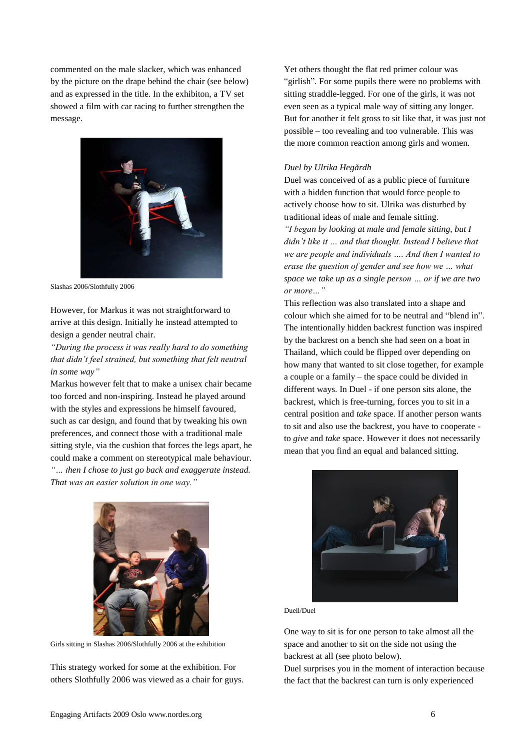commented on the male slacker, which was enhanced by the picture on the drape behind the chair (see below) and as expressed in the title. In the exhibiton, a TV set showed a film with car racing to further strengthen the message.

Slashas 2006/Slothfully 2006

However, for Markus it was not straightforward to arrive at this design. Initially he instead attempted to design a gender neutral chair.

*"During the process it was really hard to do something that didn't feel strained, but something that felt neutral in some way"*

Markus however felt that to make a unisex chair became too forced and non-inspiring. Instead he played around with the styles and expressions he himself favoured, such as car design, and found that by tweaking his own preferences, and connect those with a traditional male sitting style, via the cushion that forces the legs apart, he could make a comment on stereotypical male behaviour.

*"… then I chose to just go back and exaggerate instead. That was an easier solution in one way."*

Girls sitting in Slashas 2006/Slothfully 2006 at the exhibition

This strategy worked for some at the exhibition. For others Slothfully 2006 was viewed as a chair for guys. Yet others thought the flat red primer colour was "girlish". For some pupils there were no problems with sitting straddle-legged. For one of the girls, it was not even seen as a typical male way of sitting any longer. But for another it felt gross to sit like that, it was just not possible – too revealing and too vulnerable. This was the more common reaction among girls and women.

*Duel by Ulrika Hegårdh*

Duel was conceived of as a public piece of furniture with a hidden function that would force people to actively choose how to sit. Ulrika was disturbed by traditional ideas of male and female sitting.

*"I began by looking at male and female sitting, but I didn't like it … and that thought. Instead I believe that we are people and individuals …. And then I wanted to erase the question of gender and see how we … what space we take up as a single person … or if we are two or more…"*

This reflection was also translated into a shape and colour which she aimed for to be neutral and "blend in". The intentionally hidden backrest function was inspired by the backrest on a bench she had seen on a boat in Thailand, which could be flipped over depending on how many that wanted to sit close together, for example a couple or a family – the space could be divided in different ways. In Duel - if one person sits alone, the backrest, which is free-turning, forces you to sit in a central position and *take* space. If another person wants to sit and also use the backrest, you have to cooperate - to *give* and *take* space. However it does not necessarily mean that you find an equal and balanced sitting.

Duell/Duel

One way to sit is for one person to take almost all the space and another to sit on the side not using the backrest at all (see photo below).

Duel surprises you in the moment of interaction because the fact that the backrest can turn is only experienced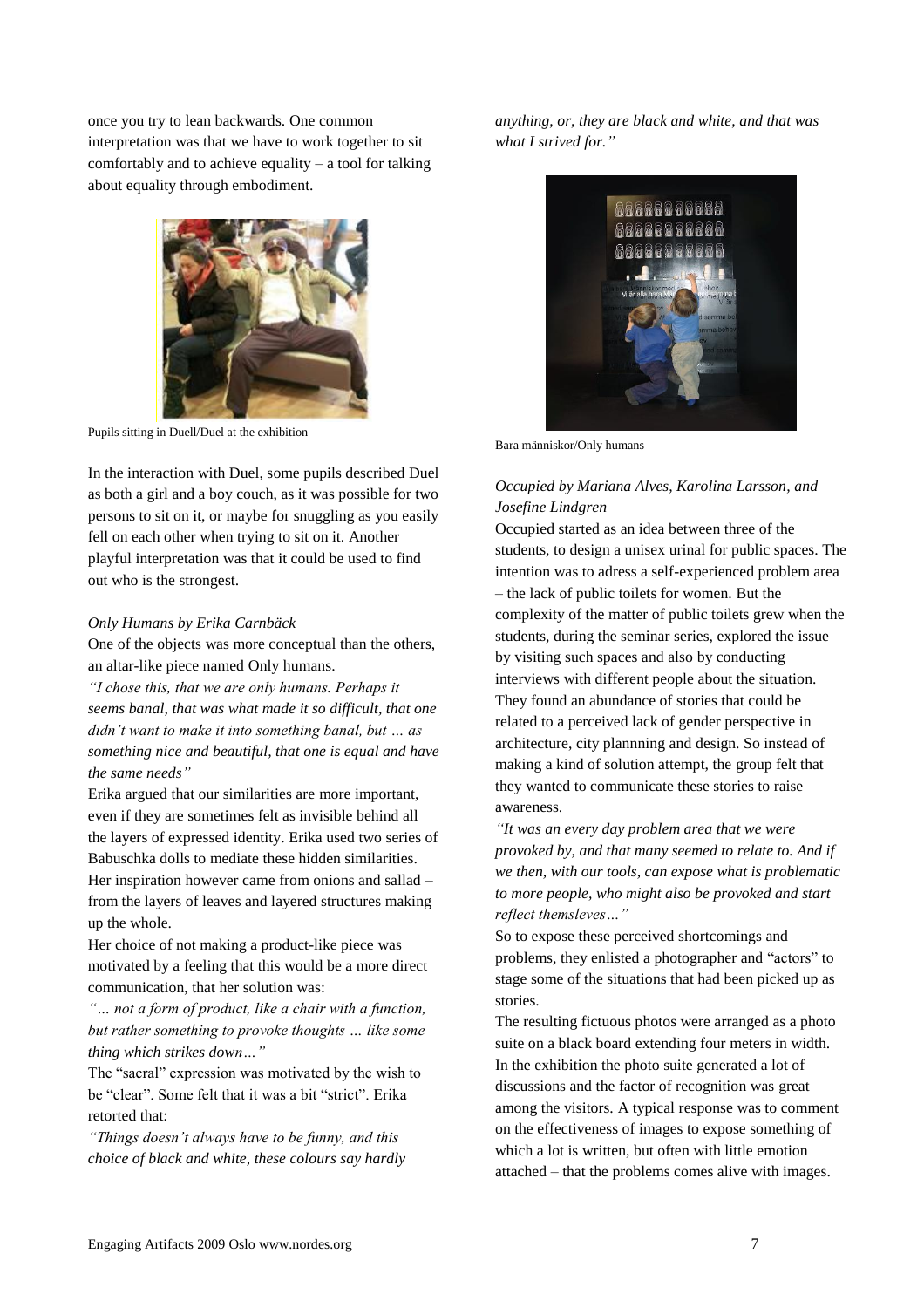once you try to lean backwards. One common interpretation was that we have to work together to sit comfortably and to achieve equality – a tool for talking about equality through embodiment.

Pupils sitting in Duell/Duel at the exhibition

In the interaction with Duel, some pupils described Duel as both a girl and a boy couch, as it was possible for two persons to sit on it, or maybe for snuggling as you easily fell on each other when trying to sit on it. Another playful interpretation was that it could be used to find out who is the strongest.

*Only Humans by Erika Carnbäck*

One of the objects was more conceptual than the others, an altar-like piece named Only humans.

*"I chose this, that we are only humans. Perhaps it seems banal, that was what made it so difficult, that one didn't want to make it into something banal, but … as something nice and beautiful, that one is equal and have the same needs"*

Erika argued that our similarities are more important, even if they are sometimes felt as invisible behind all the layers of expressed identity. Erika used two series of Babuschka dolls to mediate these hidden similarities. Her inspiration however came from onions and sallad – from the layers of leaves and layered structures making up the whole.

Her choice of not making a product-like piece was motivated by a feeling that this would be a more direct communication, that her solution was:

*"… not a form of product, like a chair with a function, but rather something to provoke thoughts … like some thing which strikes down…"*

The "sacral" expression was motivated by the wish to be "clear". Some felt that it was a bit "strict". Erika retorted that:

*"Things doesn't always have to be funny, and this choice of black and white, these colours say hardly anything, or, they are black and white, and that was what I strived for."*

Bara människor/Only humans

*Occupied by Mariana Alves, Karolina Larsson, and Josefine Lindgren*

Occupied started as an idea between three of the students, to design a unisex urinal for public spaces. The intention was to adress a self-experienced problem area – the lack of public toilets for women. But the complexity of the matter of public toilets grew when the students, during the seminar series, explored the issue by visiting such spaces and also by conducting interviews with different people about the situation. They found an abundance of stories that could be related to a perceived lack of gender perspective in architecture, city plannning and design. So instead of making a kind of solution attempt, the group felt that they wanted to communicate these stories to raise awareness.

*"It was an every day problem area that we were provoked by, and that many seemed to relate to. And if we then, with our tools, can expose what is problematic to more people, who might also be provoked and start reflect themsleves…"*

So to expose these perceived shortcomings and problems, they enlisted a photographer and "actors" to stage some of the situations that had been picked up as stories.

The resulting fictuous photos were arranged as a photo suite on a black board extending four meters in width. In the exhibition the photo suite generated a lot of discussions and the factor of recognition was great among the visitors. A typical response was to comment on the effectiveness of images to expose something of which a lot is written, but often with little emotion attached – that the problems comes alive with images.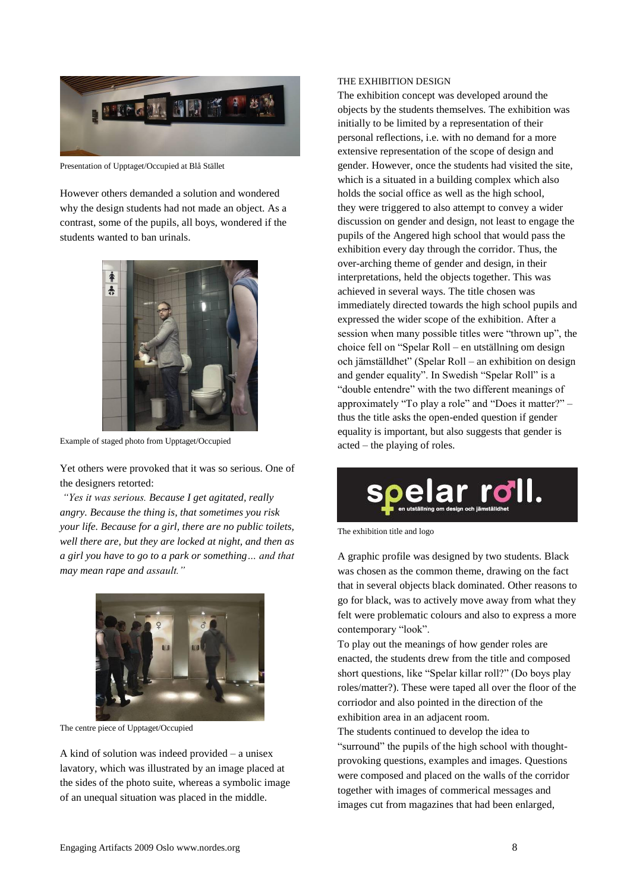Presentation of Upptaget/Occupied at Blå Stället

However others demanded a solution and wondered why the design students had not made an object. As a contrast, some of the pupils, all boys, wondered if the students wanted to ban urinals.

Example of staged photo from Upptaget/Occupied

Yet others were provoked that it was so serious. One of the designers retorted:

*"Yes it was serious. Because I get agitated, really angry. Because the thing is, that sometimes you risk your life. Because for a girl, there are no public toilets, well there are, but they are locked at night, and then as a girl you have to go to a park or something… and that may mean rape and assault."*

The centre piece of Upptaget/Occupied

A kind of solution was indeed provided – a unisex lavatory, which was illustrated by an image placed at the sides of the photo suite, whereas a symbolic image of an unequal situation was placed in the middle.

## THE EXHIBITION DESIGN

The exhibition concept was developed around the objects by the students themselves. The exhibition was initially to be limited by a representation of their personal reflections, i.e. with no demand for a more extensive representation of the scope of design and gender. However, once the students had visited the site, which is a situated in a building complex which also holds the social office as well as the high school, they were triggered to also attempt to convey a wider discussion on gender and design, not least to engage the pupils of the Angered high school that would pass the exhibition every day through the corridor. Thus, the over-arching theme of gender and design, in their interpretations, held the objects together. This was achieved in several ways. The title chosen was immediately directed towards the high school pupils and expressed the wider scope of the exhibition. After a session when many possible titles were "thrown up", the choice fell on "Spelar Roll – en utställning om design och jämställdhet" (Spelar Roll – an exhibition on design and gender equality". In Swedish "Spelar Roll" is a "double entendre" with the two different meanings of approximately "To play a role" and "Does it matter?" – thus the title asks the open-ended question if gender equality is important, but also suggests that gender is acted – the playing of roles.

spelar roll.
en utställning om design och jämställdhet

The exhibition title and logo

A graphic profile was designed by two students. Black was chosen as the common theme, drawing on the fact that in several objects black dominated. Other reasons to go for black, was to actively move away from what they felt were problematic colours and also to express a more contemporary "look".

To play out the meanings of how gender roles are enacted, the students drew from the title and composed short questions, like "Spelar killar roll?" (Do boys play roles/matter?). These were taped all over the floor of the corriodor and also pointed in the direction of the exhibition area in an adjacent room.

The students continued to develop the idea to "surround" the pupils of the high school with thought-provoking questions, examples and images. Questions were composed and placed on the walls of the corridor together with images of commerical messages and images cut from magazines that had been enlarged,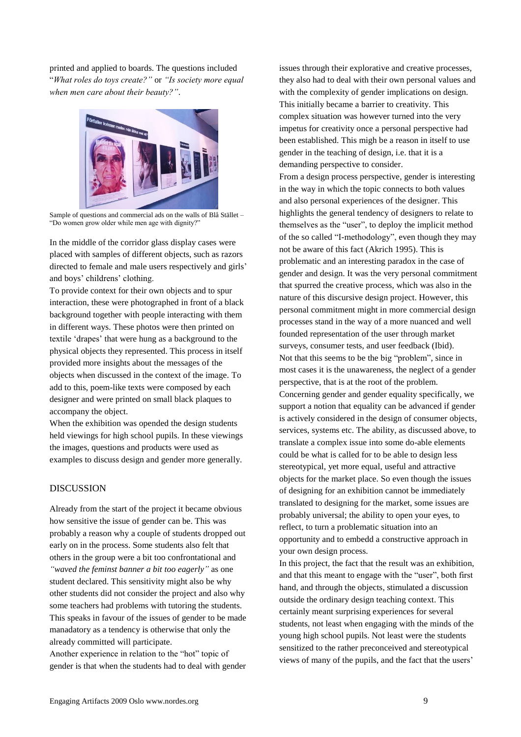printed and applied to boards. The questions included "*What roles do toys create?"* or *"Is society more equal when men care about their beauty?"*.

Sample of questions and commercial ads on the walls of Blå Stället – "Do women grow older while men age with dignity?"

In the middle of the corridor glass display cases were placed with samples of different objects, such as razors directed to female and male users respectively and girls' and boys' childrens' clothing.

To provide context for their own objects and to spur interaction, these were photographed in front of a black background together with people interacting with them in different ways. These photos were then printed on textile 'drapes' that were hung as a background to the physical objects they represented. This process in itself provided more insights about the messages of the objects when discussed in the context of the image. To add to this, poem-like texts were composed by each designer and were printed on small black plaques to accompany the object.

When the exhibition was opended the design students held viewings for high school pupils. In these viewings the images, questions and products were used as examples to discuss design and gender more generally.

## DISCUSSION

Already from the start of the project it became obvious how sensitive the issue of gender can be. This was probably a reason why a couple of students dropped out early on in the process. Some students also felt that others in the group were a bit too confrontational and *"waved the feminst banner a bit too eagerly"* as one student declared. This sensitivity might also be why other students did not consider the project and also why some teachers had problems with tutoring the students. This speaks in favour of the issues of gender to be made manadatory as a tendency is otherwise that only the already committed will participate.

Another experience in relation to the "hot" topic of gender is that when the students had to deal with gender issues through their explorative and creative processes, they also had to deal with their own personal values and with the complexity of gender implications on design. This initially became a barrier to creativity. This complex situation was however turned into the very impetus for creativity once a personal perspective had been established. This migh be a reason in itself to use gender in the teaching of design, i.e. that it is a demanding perspective to consider.

From a design process perspective, gender is interesting in the way in which the topic connects to both values and also personal experiences of the designer. This highlights the general tendency of designers to relate to themselves as the "user", to deploy the implicit method of the so called "I-methodology", even though they may not be aware of this fact (Akrich 1995). This is problematic and an interesting paradox in the case of gender and design. It was the very personal commitment that spurred the creative process, which was also in the nature of this discursive design project. However, this personal commitment might in more commercial design processes stand in the way of a more nuanced and well founded representation of the user through market surveys, consumer tests, and user feedback (Ibid). Not that this seems to be the big "problem", since in most cases it is the unawareness, the neglect of a gender perspective, that is at the root of the problem.

Concerning gender and gender equality specifically, we support a notion that equality can be advanced if gender is actively considered in the design of consumer objects, services, systems etc. The ability, as discussed above, to translate a complex issue into some do-able elements could be what is called for to be able to design less stereotypical, yet more equal, useful and attractive objects for the market place. So even though the issues of designing for an exhibition cannot be immediately translated to designing for the market, some issues are probably universal; the ability to open your eyes, to reflect, to turn a problematic situation into an opportunity and to embedd a constructive approach in your own design process.

In this project, the fact that the result was an exhibition, and that this meant to engage with the "user", both first hand, and through the objects, stimulated a discussion outside the ordinary design teaching context. This certainly meant surprising experiences for several students, not least when engaging with the minds of the young high school pupils. Not least were the students sensitized to the rather preconceived and stereotypical views of many of the pupils, and the fact that the users'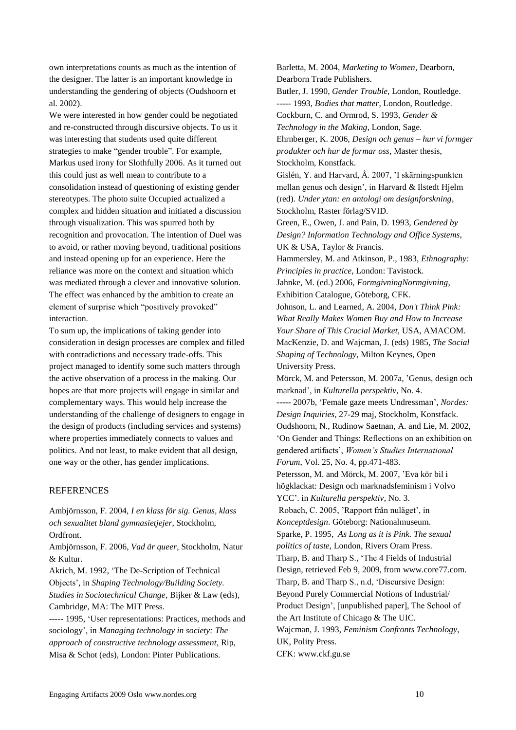own interpretations counts as much as the intention of the designer. The latter is an important knowledge in understanding the gendering of objects (Oudshoorn et al. 2002).

We were interested in how gender could be negotiated and re-constructed through discursive objects. To us it was interesting that students used quite different strategies to make "gender trouble". For example, Markus used irony for Slothfully 2006. As it turned out this could just as well mean to contribute to a consolidation instead of questioning of existing gender stereotypes. The photo suite Occupied actualized a complex and hidden situation and initiated a discussion through visualization. This was spurred both by recognition and provocation. The intention of Duel was to avoid, or rather moving beyond, traditional positions and instead opening up for an experience. Here the reliance was more on the context and situation which was mediated through a clever and innovative solution. The effect was enhanced by the ambition to create an element of surprise which "positively provoked" interaction.

To sum up, the implications of taking gender into consideration in design processes are complex and filled with contradictions and necessary trade-offs. This project managed to identify some such matters through the active observation of a process in the making. Our hopes are that more projects will engage in similar and complementary ways. This would help increase the understanding of the challenge of designers to engage in the design of products (including services and systems) where properties immediately connects to values and politics. And not least, to make evident that all design, one way or the other, has gender implications.

## REFERENCES

Ambjörnsson, F. 2004, *I en klass för sig. Genus, klass och sexualitet bland gymnasietjejer*, Stockholm, Ordfront.

Ambjörnsson, F. 2006, *Vad är queer*, Stockholm, Natur & Kultur.

Akrich, M. 1992, 'The De-Scription of Technical Objects', in *Shaping Technology/Building Society. Studies in Sociotechnical Change*, Bijker & Law (eds), Cambridge, MA: The MIT Press.

----- 1995, 'User representations: Practices, methods and sociology', in *Managing technology in society: The approach of constructive technology assessment*, Rip, Misa & Schot (eds), London: Pinter Publications.

Barletta, M. 2004, *Marketing to Women*, Dearborn, Dearborn Trade Publishers.

Butler, J. 1990, *Gender Trouble*, London, Routledge.

----- 1993, *Bodies that matter*, London, Routledge.

Cockburn, C. and Ormrod, S. 1993, *Gender & Technology in the Making*, London, Sage.

Ehrnberger, K. 2006, *Design och genus – hur vi formger produkter och hur de formar oss*, Master thesis, Stockholm, Konstfack.

Gislén, Y. and Harvard, Å. 2007, 'I skärningspunkten mellan genus och design', in Harvard & Ilstedt Hjelm (red). *Under ytan: en antologi om designforskning*, Stockholm, Raster förlag/SVID.

Green, E., Owen, J. and Pain, D. 1993, *Gendered by Design? Information Technology and Office Systems*, UK & USA, Taylor & Francis.

Hammersley, M. and Atkinson, P., 1983, *Ethnography: Principles in practice*, London: Tavistock.

Jahnke, M. (ed.) 2006, *FormgivningNormgivning*, Exhibition Catalogue, Göteborg, CFK.

Johnson, L. and Learned, A. 2004, *Don't Think Pink: What Really Makes Women Buy and How to Increase Your Share of This Crucial Market*, USA, AMACOM.

MacKenzie, D. and Wajcman, J. (eds) 1985, *The Social Shaping of Technology*, Milton Keynes, Open University Press.

Mörck, M. and Petersson, M. 2007a, 'Genus, design och marknad', in *Kulturella perspektiv*, No. 4.

----- 2007b, 'Female gaze meets Undressman', *Nordes: Design Inquiries*, 27-29 maj, Stockholm, Konstfack.

Oudshoorn, N., Rudinow Saetnan, A. and Lie, M. 2002, 'On Gender and Things: Reflections on an exhibition on gendered artifacts', *Women's Studies International Forum*, Vol. 25, No. 4, pp.471-483.

Petersson, M. and Mörck, M. 2007, 'Eva kör bil i högklackat: Design och marknadsfeminism i Volvo YCC'. in *Kulturella perspektiv*, No. 3.

Robach, C. 2005, 'Rapport från nuläget', in *Konceptdesign*. Göteborg: Nationalmuseum.

Sparke, P. 1995, *As Long as it is Pink. The sexual politics of taste*, London, Rivers Oram Press.

Tharp, B. and Tharp S., 'The 4 Fields of Industrial Design, retrieved Feb 9, 2009, from www.core77.com.

Tharp, B. and Tharp S., n.d, 'Discursive Design: Beyond Purely Commercial Notions of Industrial/ Product Design', [unpublished paper], The School of the Art Institute of Chicago & The UIC.

Wajcman, J. 1993, *Feminism Confronts Technology*, UK, Polity Press.

CFK: www.ckf.gu.se